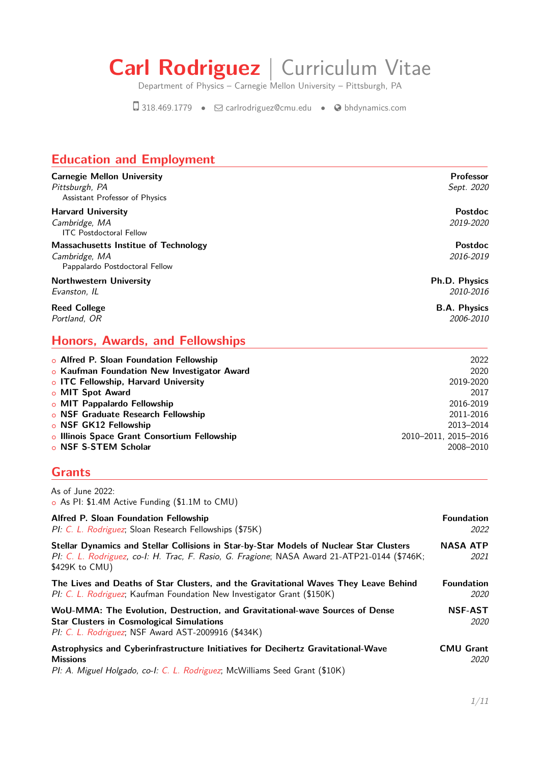# Carl Rodriguez | Curriculum Vitae

Department of Physics – Carnegie Mellon University – Pittsburgh, PA

318.469.1779 • carlrodriguez@cmu.edu • bhdynamics.com

## Education and Employment

**Carnegie Mellon University** — **Professor**
*Pittsburgh, PA* — *Sept. 2020*
Assistant Professor of Physics

**Harvard University** — **Postdoc**
*Cambridge, MA* — *2019-2020*
ITC Postdoctoral Fellow

**Massachusetts Institue of Technology** — **Postdoc**
*Cambridge, MA* — *2016-2019*
Pappalardo Postdoctoral Fellow

**Northwestern University** — **Ph.D. Physics**
*Evanston, IL* — *2010-2016*

**Reed College** — **B.A. Physics**
*Portland, OR* — *2006-2010*

## Honors, Awards, and Fellowships

- **Alfred P. Sloan Foundation Fellowship** — 2022
- **Kaufman Foundation New Investigator Award** — 2020
- **ITC Fellowship, Harvard University** — 2019-2020
- **MIT Spot Award** — 2017
- **MIT Pappalardo Fellowship** — 2016-2019
- **NSF Graduate Research Fellowship** — 2011-2016
- **NSF GK12 Fellowship** — 2013–2014
- **Illinois Space Grant Consortium Fellowship** — 2010–2011, 2015–2016
- **NSF S-STEM Scholar** — 2008–2010

## Grants

As of June 2022:

- As PI: $1.4M Active Funding ($1.1M to CMU)

**Alfred P. Sloan Foundation Fellowship** — **Foundation**, *2022*
*PI: C. L. Rodriguez*; Sloan Research Fellowships ($75K)

**Stellar Dynamics and Stellar Collisions in Star-by-Star Models of Nuclear Star Clusters** — **NASA ATP**, *2021*
*PI: C. L. Rodriguez, co-I: H. Trac, F. Rasio, G. Fragione*; NASA Award 21-ATP21-0144 ($746K; $429K to CMU)

**The Lives and Deaths of Star Clusters, and the Gravitational Waves They Leave Behind** — **Foundation**, *2020*
*PI: C. L. Rodriguez*; Kaufman Foundation New Investigator Grant ($150K)

**WoU-MMA: The Evolution, Destruction, and Gravitational-wave Sources of Dense Star Clusters in Cosmological Simulations** — **NSF-AST**, *2020*
*PI: C. L. Rodriguez*; NSF Award AST-2009916 ($434K)

**Astrophysics and Cyberinfrastructure Initiatives for Decihertz Gravitational-Wave Missions** — **CMU Grant**, *2020*
*PI: A. Miguel Holgado, co-I: C. L. Rodriguez*; McWilliams Seed Grant ($10K)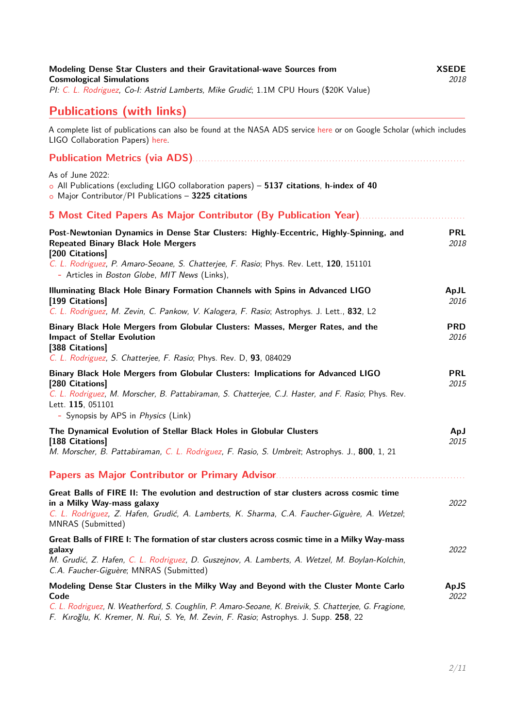**Modeling Dense Star Clusters and their Gravitational-wave Sources from Cosmological Simulations** — **XSEDE** *2018*
*PI: C. L. Rodriguez, Co-I: Astrid Lamberts, Mike Grudić*; 1.1M CPU Hours ($20K Value)

## Publications (with links)

A complete list of publications can also be found at the NASA ADS service here or on Google Scholar (which includes LIGO Collaboration Papers) here.

### Publication Metrics (via ADS)

As of June 2022:

- All Publications (excluding LIGO collaboration papers) – **5137 citations**, **h-index of 40**
- Major Contributor/PI Publications – **3225 citations**

### 5 Most Cited Papers As Major Contributor (By Publication Year)

**Post-Newtonian Dynamics in Dense Star Clusters: Highly-Eccentric, Highly-Spinning, and Repeated Binary Black Hole Mergers** — **PRL** *2018*
**[200 Citations]**
*C. L. Rodriguez, P. Amaro-Seoane, S. Chatterjee, F. Rasio*; Phys. Rev. Lett, **120**, 151101
- Articles in *Boston Globe*, *MIT News* (Links),

**Illuminating Black Hole Binary Formation Channels with Spins in Advanced LIGO** — **ApJL** *2016*
**[199 Citations]**
*C. L. Rodriguez, M. Zevin, C. Pankow, V. Kalogera, F. Rasio*; Astrophys. J. Lett., **832**, L2

**Binary Black Hole Mergers from Globular Clusters: Masses, Merger Rates, and the Impact of Stellar Evolution** — **PRD** *2016*
**[388 Citations]**
*C. L. Rodriguez, S. Chatterjee, F. Rasio*; Phys. Rev. D, **93**, 084029

**Binary Black Hole Mergers from Globular Clusters: Implications for Advanced LIGO** — **PRL** *2015*
**[280 Citations]**
*C. L. Rodriguez, M. Morscher, B. Pattabiraman, S. Chatterjee, C.J. Haster, and F. Rasio*; Phys. Rev. Lett. **115**, 051101
- Synopsis by APS in *Physics* (Link)

**The Dynamical Evolution of Stellar Black Holes in Globular Clusters** — **ApJ** *2015*
**[188 Citations]**
*M. Morscher, B. Pattabiraman, C. L. Rodriguez, F. Rasio, S. Umbreit*; Astrophys. J., **800**, 1, 21

### Papers as Major Contributor or Primary Advisor

**Great Balls of FIRE II: The evolution and destruction of star clusters across cosmic time in a Milky Way-mass galaxy** — *2022*
*C. L. Rodriguez, Z. Hafen, Grudić, A. Lamberts, K. Sharma, C.A. Faucher-Giguère, A. Wetzel*; MNRAS (Submitted)

**Great Balls of FIRE I: The formation of star clusters across cosmic time in a Milky Way-mass galaxy** — *2022*
*M. Grudić, Z. Hafen, C. L. Rodriguez, D. Guszejnov, A. Lamberts, A. Wetzel, M. Boylan-Kolchin, C.A. Faucher-Giguère*; MNRAS (Submitted)

**Modeling Dense Star Clusters in the Milky Way and Beyond with the Cluster Monte Carlo Code** — **ApJS** *2022*
*C. L. Rodriguez, N. Weatherford, S. Coughlin, P. Amaro-Seoane, K. Breivik, S. Chatterjee, G. Fragione, F. Kıroğlu, K. Kremer, N. Rui, S. Ye, M. Zevin, F. Rasio*; Astrophys. J. Supp. **258**, 22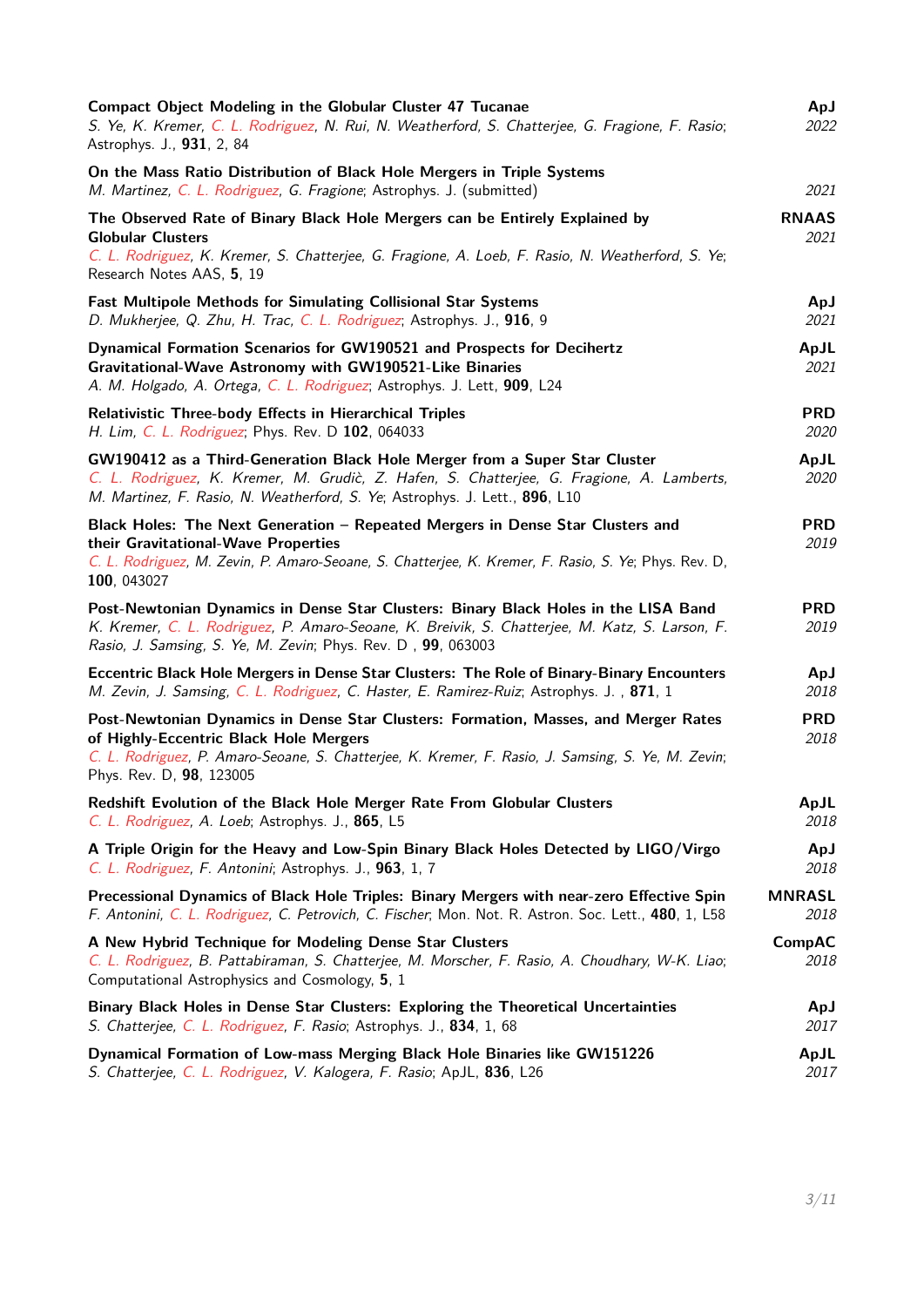**Compact Object Modeling in the Globular Cluster 47 Tucanae** — **ApJ** *2022*
*S. Ye, K. Kremer, C. L. Rodriguez, N. Rui, N. Weatherford, S. Chatterjee, G. Fragione, F. Rasio*; Astrophys. J., **931**, 2, 84

**On the Mass Ratio Distribution of Black Hole Mergers in Triple Systems** — *2021*
*M. Martinez, C. L. Rodriguez, G. Fragione*; Astrophys. J. (submitted)

**The Observed Rate of Binary Black Hole Mergers can be Entirely Explained by Globular Clusters** — **RNAAS** *2021*
*C. L. Rodriguez, K. Kremer, S. Chatterjee, G. Fragione, A. Loeb, F. Rasio, N. Weatherford, S. Ye*; Research Notes AAS, **5**, 19

**Fast Multipole Methods for Simulating Collisional Star Systems** — **ApJ** *2021*
*D. Mukherjee, Q. Zhu, H. Trac, C. L. Rodriguez*; Astrophys. J., **916**, 9

**Dynamical Formation Scenarios for GW190521 and Prospects for Decihertz Gravitational-Wave Astronomy with GW190521-Like Binaries** — **ApJL** *2021*
*A. M. Holgado, A. Ortega, C. L. Rodriguez*; Astrophys. J. Lett, **909**, L24

**Relativistic Three-body Effects in Hierarchical Triples** — **PRD** *2020*
*H. Lim, C. L. Rodriguez*; Phys. Rev. D **102**, 064033

**GW190412 as a Third-Generation Black Hole Merger from a Super Star Cluster** — **ApJL** *2020*
*C. L. Rodriguez, K. Kremer, M. Grudìc, Z. Hafen, S. Chatterjee, G. Fragione, A. Lamberts, M. Martinez, F. Rasio, N. Weatherford, S. Ye*; Astrophys. J. Lett., **896**, L10

**Black Holes: The Next Generation – Repeated Mergers in Dense Star Clusters and their Gravitational-Wave Properties** — **PRD** *2019*
*C. L. Rodriguez, M. Zevin, P. Amaro-Seoane, S. Chatterjee, K. Kremer, F. Rasio, S. Ye*; Phys. Rev. D, **100**, 043027

**Post-Newtonian Dynamics in Dense Star Clusters: Binary Black Holes in the LISA Band** — **PRD** *2019*
*K. Kremer, C. L. Rodriguez, P. Amaro-Seoane, K. Breivik, S. Chatterjee, M. Katz, S. Larson, F. Rasio, J. Samsing, S. Ye, M. Zevin*; Phys. Rev. D , **99**, 063003

**Eccentric Black Hole Mergers in Dense Star Clusters: The Role of Binary-Binary Encounters** — **ApJ** *2018*
*M. Zevin, J. Samsing, C. L. Rodriguez, C. Haster, E. Ramirez-Ruiz*; Astrophys. J. , **871**, 1

**Post-Newtonian Dynamics in Dense Star Clusters: Formation, Masses, and Merger Rates of Highly-Eccentric Black Hole Mergers** — **PRD** *2018*
*C. L. Rodriguez, P. Amaro-Seoane, S. Chatterjee, K. Kremer, F. Rasio, J. Samsing, S. Ye, M. Zevin*; Phys. Rev. D, **98**, 123005

**Redshift Evolution of the Black Hole Merger Rate From Globular Clusters** — **ApJL** *2018*
*C. L. Rodriguez, A. Loeb*; Astrophys. J., **865**, L5

**A Triple Origin for the Heavy and Low-Spin Binary Black Holes Detected by LIGO/Virgo** — **ApJ** *2018*
*C. L. Rodriguez, F. Antonini*; Astrophys. J., **963**, 1, 7

**Precessional Dynamics of Black Hole Triples: Binary Mergers with near-zero Effective Spin** — **MNRASL** *2018*
*F. Antonini, C. L. Rodriguez, C. Petrovich, C. Fischer*; Mon. Not. R. Astron. Soc. Lett., **480**, 1, L58

**A New Hybrid Technique for Modeling Dense Star Clusters** — **CompAC** *2018*
*C. L. Rodriguez, B. Pattabiraman, S. Chatterjee, M. Morscher, F. Rasio, A. Choudhary, W-K. Liao*; Computational Astrophysics and Cosmology, **5**, 1

**Binary Black Holes in Dense Star Clusters: Exploring the Theoretical Uncertainties** — **ApJ** *2017*
*S. Chatterjee, C. L. Rodriguez, F. Rasio*; Astrophys. J., **834**, 1, 68

**Dynamical Formation of Low-mass Merging Black Hole Binaries like GW151226** — **ApJL** *2017*
*S. Chatterjee, C. L. Rodriguez, V. Kalogera, F. Rasio*; ApJL, **836**, L26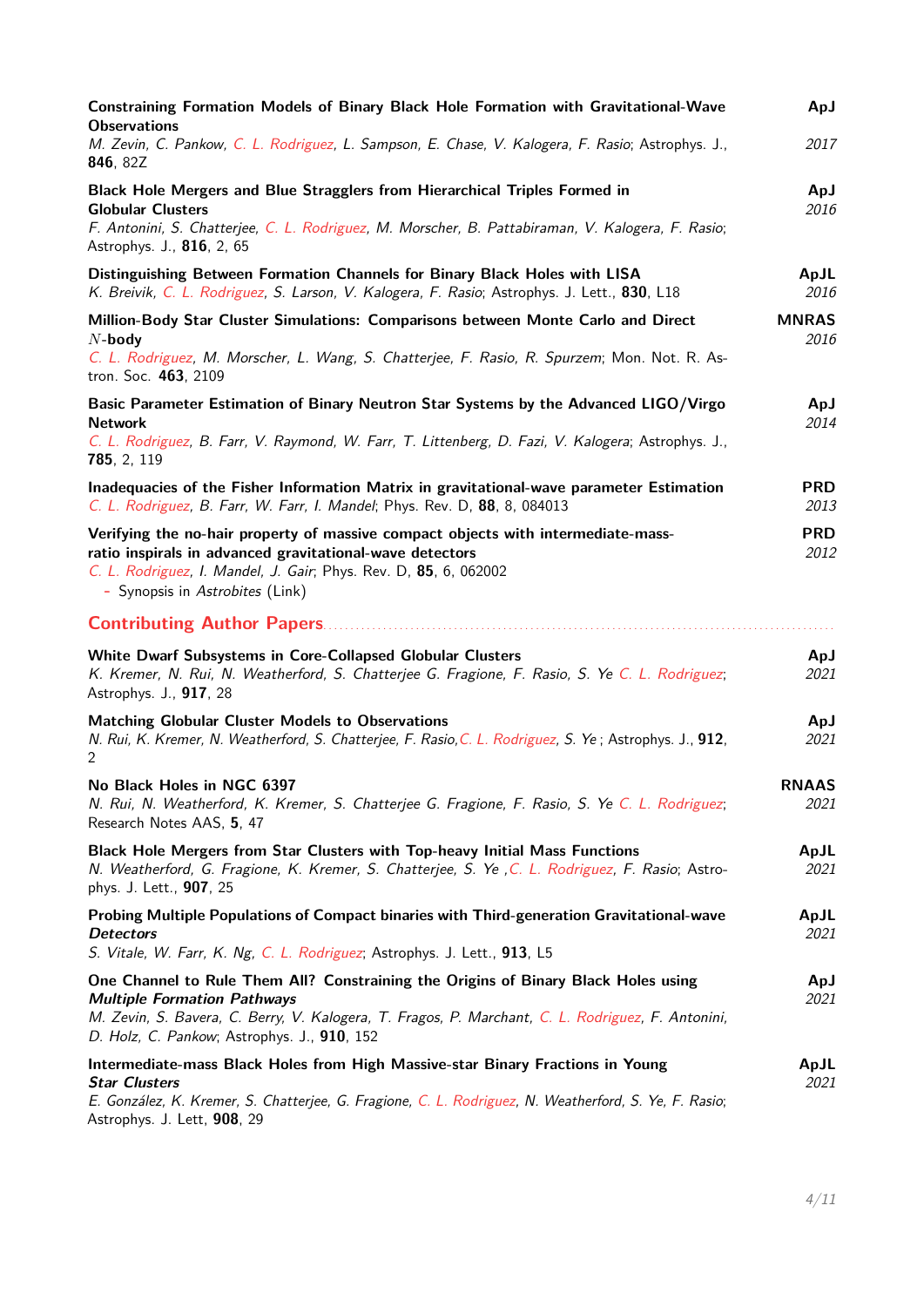**Constraining Formation Models of Binary Black Hole Formation with Gravitational-Wave Observations** — **ApJ**
*M. Zevin, C. Pankow, C. L. Rodriguez, L. Sampson, E. Chase, V. Kalogera, F. Rasio*; Astrophys. J., **846**, 82Z — *2017*

**Black Hole Mergers and Blue Stragglers from Hierarchical Triples Formed in Globular Clusters** — **ApJ** *2016*
*F. Antonini, S. Chatterjee, C. L. Rodriguez, M. Morscher, B. Pattabiraman, V. Kalogera, F. Rasio*; Astrophys. J., **816**, 2, 65

**Distinguishing Between Formation Channels for Binary Black Holes with LISA** — **ApJL** *2016*
*K. Breivik, C. L. Rodriguez, S. Larson, V. Kalogera, F. Rasio*; Astrophys. J. Lett., **830**, L18

**Million-Body Star Cluster Simulations: Comparisons between Monte Carlo and Direct $N$-body** — **MNRAS** *2016*
*C. L. Rodriguez, M. Morscher, L. Wang, S. Chatterjee, F. Rasio, R. Spurzem*; Mon. Not. R. Astron. Soc. **463**, 2109

**Basic Parameter Estimation of Binary Neutron Star Systems by the Advanced LIGO/Virgo Network** — **ApJ** *2014*
*C. L. Rodriguez, B. Farr, V. Raymond, W. Farr, T. Littenberg, D. Fazi, V. Kalogera*; Astrophys. J., **785**, 2, 119

**Inadequacies of the Fisher Information Matrix in gravitational-wave parameter Estimation** — **PRD** *2013*
*C. L. Rodriguez, B. Farr, W. Farr, I. Mandel*; Phys. Rev. D, **88**, 8, 084013

**Verifying the no-hair property of massive compact objects with intermediate-mass-ratio inspirals in advanced gravitational-wave detectors** — **PRD** *2012*
*C. L. Rodriguez, I. Mandel, J. Gair*; Phys. Rev. D, **85**, 6, 062002
- Synopsis in *Astrobites* (Link)

## Contributing Author Papers

**White Dwarf Subsystems in Core-Collapsed Globular Clusters** — **ApJ** *2021*
*K. Kremer, N. Rui, N. Weatherford, S. Chatterjee G. Fragione, F. Rasio, S. Ye C. L. Rodriguez*; Astrophys. J., **917**, 28

**Matching Globular Cluster Models to Observations** — **ApJ** *2021*
*N. Rui, K. Kremer, N. Weatherford, S. Chatterjee, F. Rasio, C. L. Rodriguez, S. Ye* ; Astrophys. J., **912**, 2

**No Black Holes in NGC 6397** — **RNAAS** *2021*
*N. Rui, N. Weatherford, K. Kremer, S. Chatterjee G. Fragione, F. Rasio, S. Ye C. L. Rodriguez*; Research Notes AAS, **5**, 47

**Black Hole Mergers from Star Clusters with Top-heavy Initial Mass Functions** — **ApJL** *2021*
*N. Weatherford, G. Fragione, K. Kremer, S. Chatterjee, S. Ye ,C. L. Rodriguez, F. Rasio*; Astrophys. J. Lett., **907**, 25

**Probing Multiple Populations of Compact binaries with Third-generation Gravitational-wave *Detectors*** — **ApJL** *2021*
*S. Vitale, W. Farr, K. Ng, C. L. Rodriguez*; Astrophys. J. Lett., **913**, L5

**One Channel to Rule Them All? Constraining the Origins of Binary Black Holes using *Multiple Formation Pathways*** — **ApJ** *2021*
*M. Zevin, S. Bavera, C. Berry, V. Kalogera, T. Fragos, P. Marchant, C. L. Rodriguez, F. Antonini, D. Holz, C. Pankow*; Astrophys. J., **910**, 152

**Intermediate-mass Black Holes from High Massive-star Binary Fractions in Young *Star Clusters*** — **ApJL** *2021*
*E. González, K. Kremer, S. Chatterjee, G. Fragione, C. L. Rodriguez, N. Weatherford, S. Ye, F. Rasio*; Astrophys. J. Lett, **908**, 29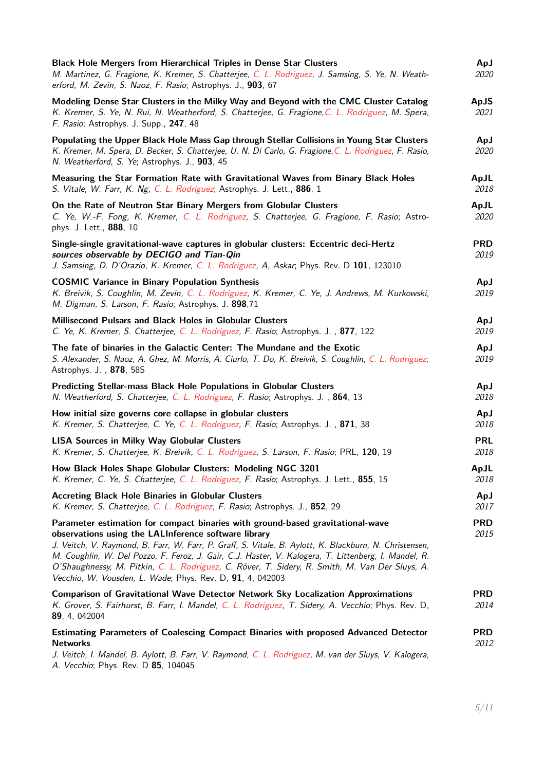**Black Hole Mergers from Hierarchical Triples in Dense Star Clusters** — **ApJ** *2020*
*M. Martinez, G. Fragione, K. Kremer, S. Chatterjee, C. L. Rodriguez, J. Samsing, S. Ye, N. Weatherford, M. Zevin, S. Naoz, F. Rasio*; Astrophys. J., **903**, 67

**Modeling Dense Star Clusters in the Milky Way and Beyond with the CMC Cluster Catalog** — **ApJS** *2021*
*K. Kremer, S. Ye, N. Rui, N. Weatherford, S. Chatterjee, G. Fragione, C. L. Rodriguez, M. Spera, F. Rasio*; Astrophys. J. Supp., **247**, 48

**Populating the Upper Black Hole Mass Gap through Stellar Collisions in Young Star Clusters** — **ApJ** *2020*
*K. Kremer, M. Spera, D. Becker, S. Chatterjee, U. N. Di Carlo, G. Fragione, C. L. Rodriguez, F. Rasio, N. Weatherford, S. Ye*; Astrophys. J., **903**, 45

**Measuring the Star Formation Rate with Gravitational Waves from Binary Black Holes** — **ApJL** *2018*
*S. Vitale, W. Farr, K. Ng, C. L. Rodriguez*; Astrophys. J. Lett., **886**, 1

**On the Rate of Neutron Star Binary Mergers from Globular Clusters** — **ApJL** *2020*
*C. Ye, W.-F. Fong, K. Kremer, C. L. Rodriguez, S. Chatterjee, G. Fragione, F. Rasio*; Astrophys. J. Lett., **888**, 10

**Single-single gravitational-wave captures in globular clusters: Eccentric deci-Hertz *sources observable by DECIGO and Tian-Qin*** — **PRD** *2019*
*J. Samsing, D. D'Orazio, K. Kremer, C. L. Rodriguez, A, Askar*; Phys. Rev. D **101**, 123010

**COSMIC Variance in Binary Population Synthesis** — **ApJ** *2019*
*K. Breivik, S. Coughlin, M. Zevin, C. L. Rodriguez, K. Kremer, C. Ye, J. Andrews, M. Kurkowski, M. Digman, S. Larson, F. Rasio*; Astrophys. J. **898**,71

**Millisecond Pulsars and Black Holes in Globular Clusters** — **ApJ** *2019*
*C. Ye, K. Kremer, S. Chatterjee, C. L. Rodriguez, F. Rasio*; Astrophys. J. , **877**, 122

**The fate of binaries in the Galactic Center: The Mundane and the Exotic** — **ApJ** *2019*
*S. Alexander, S. Naoz, A. Ghez, M. Morris, A. Ciurlo, T. Do, K. Breivik, S. Coughlin, C. L. Rodriguez*; Astrophys. J. , **878**, 58S

**Predicting Stellar-mass Black Hole Populations in Globular Clusters** — **ApJ** *2018*
*N. Weatherford, S. Chatterjee, C. L. Rodriguez, F. Rasio*; Astrophys. J. , **864**, 13

**How initial size governs core collapse in globular clusters** — **ApJ** *2018*
*K. Kremer, S. Chatterjee, C. Ye, C. L. Rodriguez, F. Rasio*; Astrophys. J. , **871**, 38

**LISA Sources in Milky Way Globular Clusters** — **PRL** *2018*
*K. Kremer, S. Chatterjee, K. Breivik, C. L. Rodriguez, S. Larson, F. Rasio*; PRL, **120**, 19

**How Black Holes Shape Globular Clusters: Modeling NGC 3201** — **ApJL** *2018*
*K. Kremer, C. Ye, S. Chatterjee, C. L. Rodriguez, F. Rasio*; Astrophys. J. Lett., **855**, 15

**Accreting Black Hole Binaries in Globular Clusters** — **ApJ** *2017*
*K. Kremer, S. Chatterjee, C. L. Rodriguez, F. Rasio*; Astrophys. J., **852**, 29

**Parameter estimation for compact binaries with ground-based gravitational-wave observations using the LALInference software library** — **PRD** *2015*
*J. Veitch, V. Raymond, B. Farr, W. Farr, P. Graff, S. Vitale, B. Aylott, K. Blackburn, N. Christensen, M. Coughlin, W. Del Pozzo, F. Feroz, J. Gair, C.J. Haster, V. Kalogera, T. Littenberg, I. Mandel, R. O'Shaughnessy, M. Pitkin, C. L. Rodriguez, C. Röver, T. Sidery, R. Smith, M. Van Der Sluys, A. Vecchio, W. Vousden, L. Wade*; Phys. Rev. D, **91**, 4, 042003

**Comparison of Gravitational Wave Detector Network Sky Localization Approximations** — **PRD** *2014*
*K. Grover, S. Fairhurst, B. Farr, I. Mandel, C. L. Rodriguez, T. Sidery, A. Vecchio*; Phys. Rev. D, **89**, 4, 042004

**Estimating Parameters of Coalescing Compact Binaries with proposed Advanced Detector Networks** — **PRD** *2012*
*J. Veitch, I. Mandel, B. Aylott, B. Farr, V. Raymond, C. L. Rodriguez, M. van der Sluys, V. Kalogera, A. Vecchio*; Phys. Rev. D **85**, 104045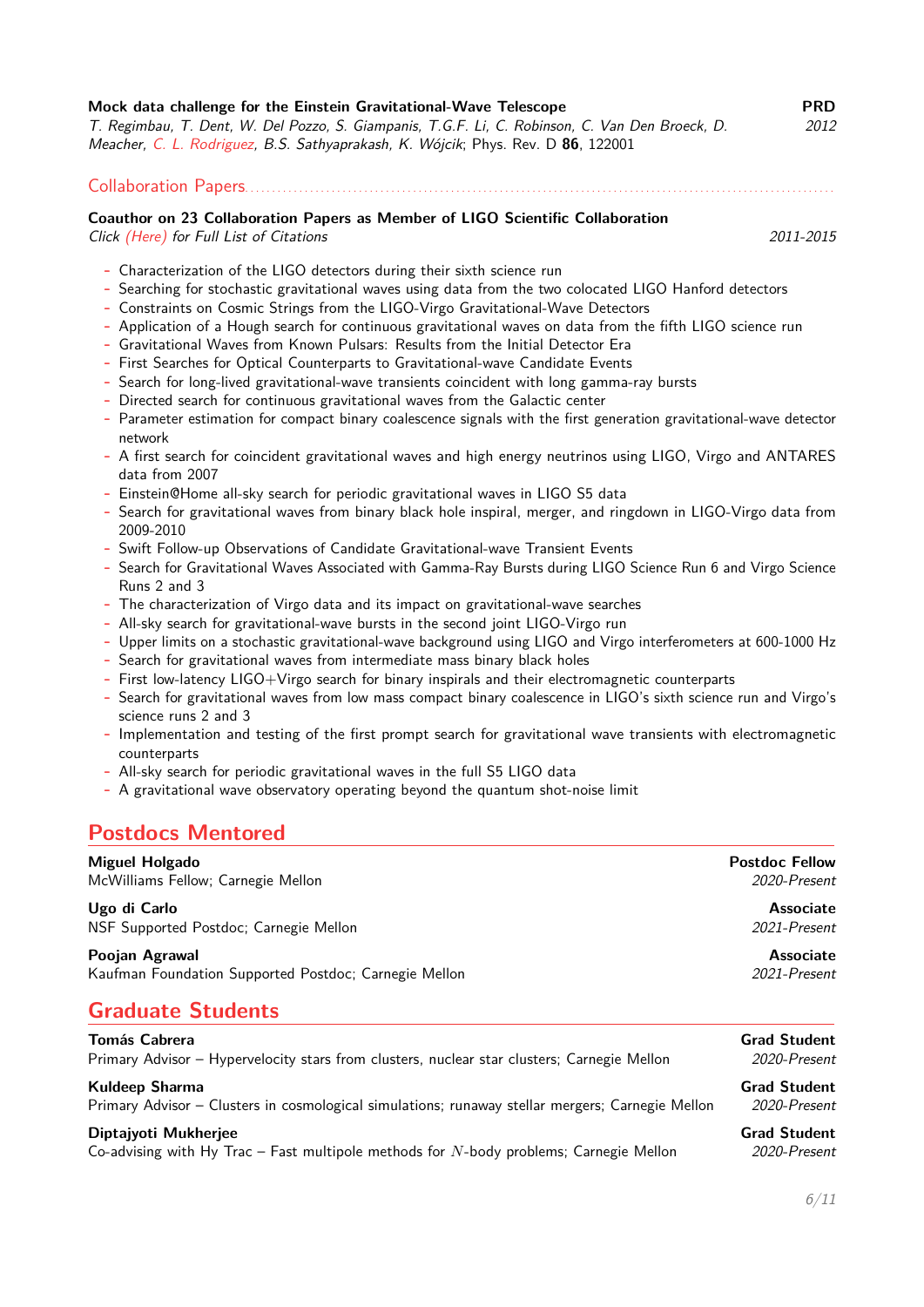**Mock data challenge for the Einstein Gravitational-Wave Telescope** **PRD**
*T. Regimbau, T. Dent, W. Del Pozzo, S. Giampanis, T.G.F. Li, C. Robinson, C. Van Den Broeck, D. Meacher, C. L. Rodriguez, B.S. Sathyaprakash, K. Wójcik*; Phys. Rev. D **86**, 122001 *2012*

## Collaboration Papers

**Coauthor on 23 Collaboration Papers as Member of LIGO Scientific Collaboration**
*Click (Here) for Full List of Citations* *2011-2015*

- Characterization of the LIGO detectors during their sixth science run
- Searching for stochastic gravitational waves using data from the two colocated LIGO Hanford detectors
- Constraints on Cosmic Strings from the LIGO-Virgo Gravitational-Wave Detectors
- Application of a Hough search for continuous gravitational waves on data from the fifth LIGO science run
- Gravitational Waves from Known Pulsars: Results from the Initial Detector Era
- First Searches for Optical Counterparts to Gravitational-wave Candidate Events
- Search for long-lived gravitational-wave transients coincident with long gamma-ray bursts
- Directed search for continuous gravitational waves from the Galactic center
- Parameter estimation for compact binary coalescence signals with the first generation gravitational-wave detector network
- A first search for coincident gravitational waves and high energy neutrinos using LIGO, Virgo and ANTARES data from 2007
- Einstein@Home all-sky search for periodic gravitational waves in LIGO S5 data
- Search for gravitational waves from binary black hole inspiral, merger, and ringdown in LIGO-Virgo data from 2009-2010
- Swift Follow-up Observations of Candidate Gravitational-wave Transient Events
- Search for Gravitational Waves Associated with Gamma-Ray Bursts during LIGO Science Run 6 and Virgo Science Runs 2 and 3
- The characterization of Virgo data and its impact on gravitational-wave searches
- All-sky search for gravitational-wave bursts in the second joint LIGO-Virgo run
- Upper limits on a stochastic gravitational-wave background using LIGO and Virgo interferometers at 600-1000 Hz
- Search for gravitational waves from intermediate mass binary black holes
- First low-latency LIGO+Virgo search for binary inspirals and their electromagnetic counterparts
- Search for gravitational waves from low mass compact binary coalescence in LIGO's sixth science run and Virgo's science runs 2 and 3
- Implementation and testing of the first prompt search for gravitational wave transients with electromagnetic counterparts
- All-sky search for periodic gravitational waves in the full S5 LIGO data
- A gravitational wave observatory operating beyond the quantum shot-noise limit

# Postdocs Mentored

**Miguel Holgado** **Postdoc Fellow**
McWilliams Fellow; Carnegie Mellon *2020-Present*

**Ugo di Carlo** **Associate**
NSF Supported Postdoc; Carnegie Mellon *2021-Present*

**Poojan Agrawal** **Associate**
Kaufman Foundation Supported Postdoc; Carnegie Mellon *2021-Present*

# Graduate Students

**Tomás Cabrera** **Grad Student**
Primary Advisor – Hypervelocity stars from clusters, nuclear star clusters; Carnegie Mellon *2020-Present*

**Kuldeep Sharma** **Grad Student**
Primary Advisor – Clusters in cosmological simulations; runaway stellar mergers; Carnegie Mellon *2020-Present*

**Diptajyoti Mukherjee** **Grad Student**
Co-advising with Hy Trac – Fast multipole methods for $N$-body problems; Carnegie Mellon *2020-Present*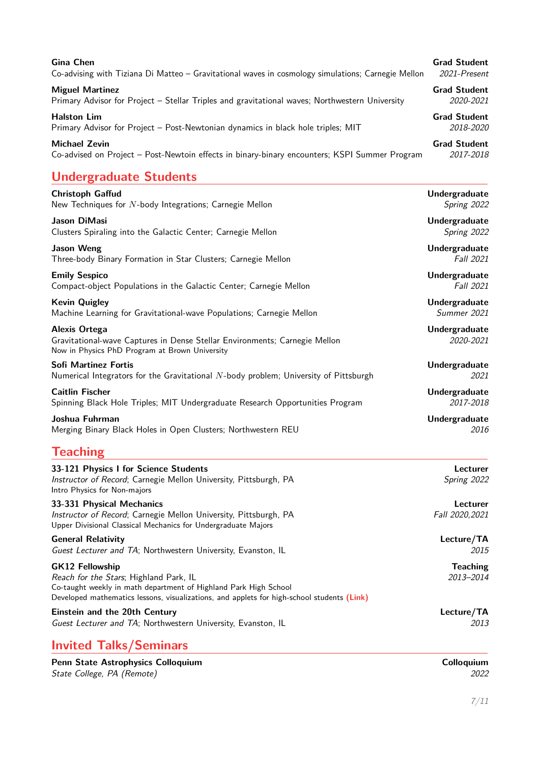**Gina Chen** — **Grad Student**
Co-advising with Tiziana Di Matteo – Gravitational waves in cosmology simulations; Carnegie Mellon — *2021-Present*

**Miguel Martinez** — **Grad Student**
Primary Advisor for Project – Stellar Triples and gravitational waves; Northwestern University — *2020-2021*

**Halston Lim** — **Grad Student**
Primary Advisor for Project – Post-Newtonian dynamics in black hole triples; MIT — *2018-2020*

**Michael Zevin** — **Grad Student**
Co-advised on Project – Post-Newtoin effects in binary-binary encounters; KSPI Summer Program — *2017-2018*

## Undergraduate Students

**Christoph Gaffud** — **Undergraduate**
New Techniques for $N$-body Integrations; Carnegie Mellon — *Spring 2022*

**Jason DiMasi** — **Undergraduate**
Clusters Spiraling into the Galactic Center; Carnegie Mellon — *Spring 2022*

**Jason Weng** — **Undergraduate**
Three-body Binary Formation in Star Clusters; Carnegie Mellon — *Fall 2021*

**Emily Sespico** — **Undergraduate**
Compact-object Populations in the Galactic Center; Carnegie Mellon — *Fall 2021*

**Kevin Quigley** — **Undergraduate**
Machine Learning for Gravitational-wave Populations; Carnegie Mellon — *Summer 2021*

**Alexis Ortega** — **Undergraduate**
Gravitational-wave Captures in Dense Stellar Environments; Carnegie Mellon — *2020-2021*
Now in Physics PhD Program at Brown University

**Sofi Martinez Fortis** — **Undergraduate**
Numerical Integrators for the Gravitational $N$-body problem; University of Pittsburgh — *2021*

**Caitlin Fischer** — **Undergraduate**
Spinning Black Hole Triples; MIT Undergraduate Research Opportunities Program — *2017-2018*

**Joshua Fuhrman** — **Undergraduate**
Merging Binary Black Holes in Open Clusters; Northwestern REU — *2016*

## Teaching

**33-121 Physics I for Science Students** — **Lecturer**
*Instructor of Record*; Carnegie Mellon University, Pittsburgh, PA — *Spring 2022*
Intro Physics for Non-majors

**33-331 Physical Mechanics** — **Lecturer**
*Instructor of Record*; Carnegie Mellon University, Pittsburgh, PA — *Fall 2020,2021*
Upper Divisional Classical Mechanics for Undergraduate Majors

**General Relativity** — **Lecture/TA**
*Guest Lecturer and TA*; Northwestern University, Evanston, IL — *2015*

**GK12 Fellowship** — **Teaching**
*Reach for the Stars*; Highland Park, IL — *2013–2014*
Co-taught weekly in math department of Highland Park High School
Developed mathematics lessons, visualizations, and applets for high-school students **(Link)**

**Einstein and the 20th Century** — **Lecture/TA**
*Guest Lecturer and TA*; Northwestern University, Evanston, IL — *2013*

## Invited Talks/Seminars

**Penn State Astrophysics Colloquium** — **Colloquium**
*State College, PA (Remote)* — *2022*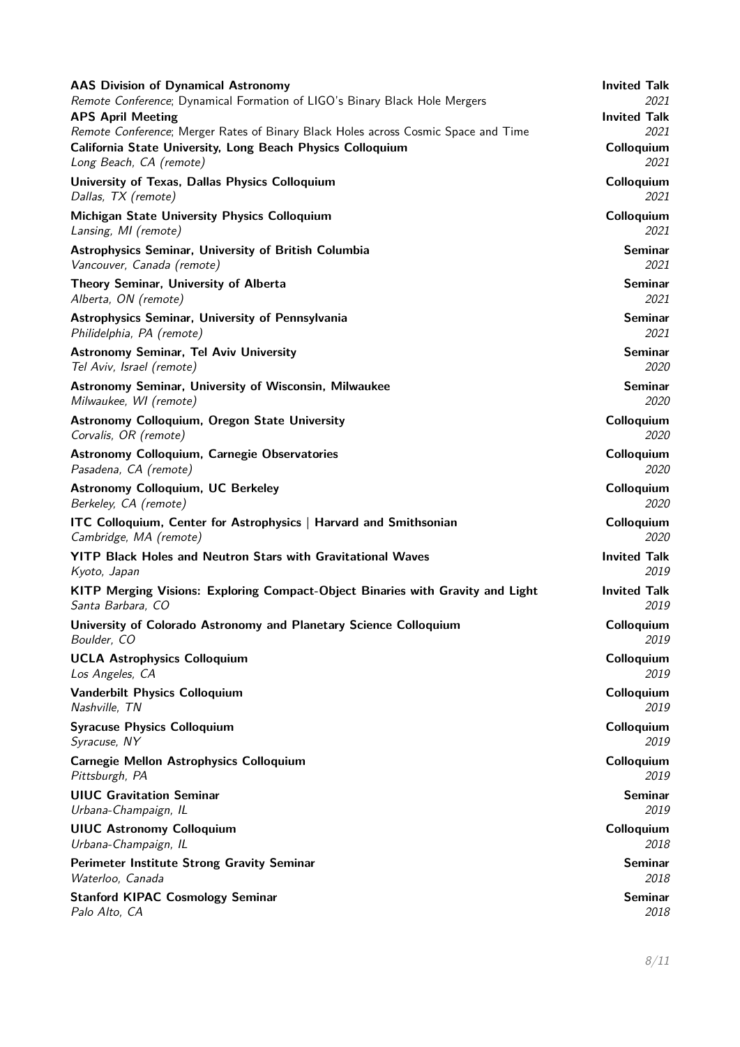**AAS Division of Dynamical Astronomy** — **Invited Talk**
*Remote Conference*; Dynamical Formation of LIGO's Binary Black Hole Mergers — *2021*

**APS April Meeting** — **Invited Talk**
*Remote Conference*; Merger Rates of Binary Black Holes across Cosmic Space and Time — *2021*

**California State University, Long Beach Physics Colloquium** — **Colloquium**
*Long Beach, CA (remote)* — *2021*

**University of Texas, Dallas Physics Colloquium** — **Colloquium**
*Dallas, TX (remote)* — *2021*

**Michigan State University Physics Colloquium** — **Colloquium**
*Lansing, MI (remote)* — *2021*

**Astrophysics Seminar, University of British Columbia** — **Seminar**
*Vancouver, Canada (remote)* — *2021*

**Theory Seminar, University of Alberta** — **Seminar**
*Alberta, ON (remote)* — *2021*

**Astrophysics Seminar, University of Pennsylvania** — **Seminar**
*Philidelphia, PA (remote)* — *2021*

**Astronomy Seminar, Tel Aviv University** — **Seminar**
*Tel Aviv, Israel (remote)* — *2020*

**Astronomy Seminar, University of Wisconsin, Milwaukee** — **Seminar**
*Milwaukee, WI (remote)* — *2020*

**Astronomy Colloquium, Oregon State University** — **Colloquium**
*Corvalis, OR (remote)* — *2020*

**Astronomy Colloquium, Carnegie Observatories** — **Colloquium**
*Pasadena, CA (remote)* — *2020*

**Astronomy Colloquium, UC Berkeley** — **Colloquium**
*Berkeley, CA (remote)* — *2020*

**ITC Colloquium, Center for Astrophysics | Harvard and Smithsonian** — **Colloquium**
*Cambridge, MA (remote)* — *2020*

**YITP Black Holes and Neutron Stars with Gravitational Waves** — **Invited Talk**
*Kyoto, Japan* — *2019*

**KITP Merging Visions: Exploring Compact-Object Binaries with Gravity and Light** — **Invited Talk**
*Santa Barbara, CO* — *2019*

**University of Colorado Astronomy and Planetary Science Colloquium** — **Colloquium**
*Boulder, CO* — *2019*

**UCLA Astrophysics Colloquium** — **Colloquium**
*Los Angeles, CA* — *2019*

**Vanderbilt Physics Colloquium** — **Colloquium**
*Nashville, TN* — *2019*

**Syracuse Physics Colloquium** — **Colloquium**
*Syracuse, NY* — *2019*

**Carnegie Mellon Astrophysics Colloquium** — **Colloquium**
*Pittsburgh, PA* — *2019*

**UIUC Gravitation Seminar** — **Seminar**
*Urbana-Champaign, IL* — *2019*

**UIUC Astronomy Colloquium** — **Colloquium**
*Urbana-Champaign, IL* — *2018*

**Perimeter Institute Strong Gravity Seminar** — **Seminar**
*Waterloo, Canada* — *2018*

**Stanford KIPAC Cosmology Seminar** — **Seminar**
*Palo Alto, CA* — *2018*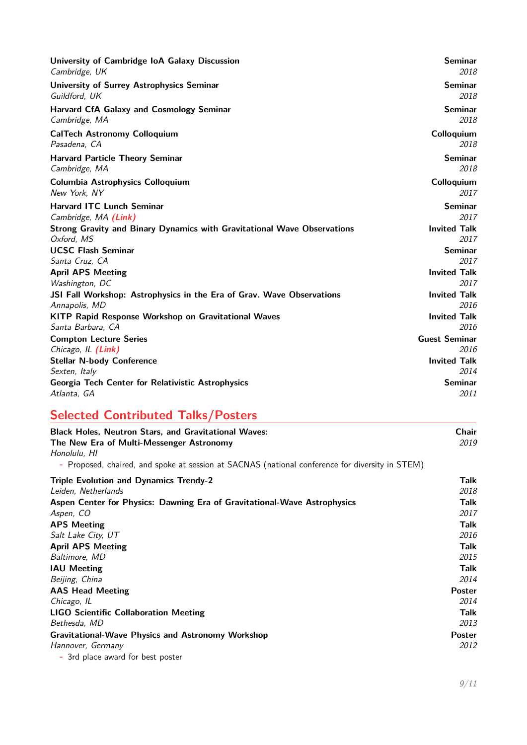**University of Cambridge IoA Galaxy Discussion** — Seminar
*Cambridge, UK* — *2018*

**University of Surrey Astrophysics Seminar** — Seminar
*Guildford, UK* — *2018*

**Harvard CfA Galaxy and Cosmology Seminar** — Seminar
*Cambridge, MA* — *2018*

**CalTech Astronomy Colloquium** — Colloquium
*Pasadena, CA* — *2018*

**Harvard Particle Theory Seminar** — Seminar
*Cambridge, MA* — *2018*

**Columbia Astrophysics Colloquium** — Colloquium
*New York, NY* — *2017*

**Harvard ITC Lunch Seminar** — Seminar
*Cambridge, MA* ***(Link)*** — *2017*

**Strong Gravity and Binary Dynamics with Gravitational Wave Observations** — Invited Talk
*Oxford, MS* — *2017*

**UCSC Flash Seminar** — Seminar
*Santa Cruz, CA* — *2017*

**April APS Meeting** — Invited Talk
*Washington, DC* — *2017*

**JSI Fall Workshop: Astrophysics in the Era of Grav. Wave Observations** — Invited Talk
*Annapolis, MD* — *2016*

**KITP Rapid Response Workshop on Gravitational Waves** — Invited Talk
*Santa Barbara, CA* — *2016*

**Compton Lecture Series** — Guest Seminar
*Chicago, IL* ***(Link)*** — *2016*

**Stellar N-body Conference** — Invited Talk
*Sexten, Italy* — *2014*

**Georgia Tech Center for Relativistic Astrophysics** — Seminar
*Atlanta, GA* — *2011*

## Selected Contributed Talks/Posters

**Black Holes, Neutron Stars, and Gravitational Waves: The New Era of Multi-Messenger Astronomy** — Chair
*Honolulu, HI* — *2019*
- Proposed, chaired, and spoke at session at SACNAS (national conference for diversity in STEM)

**Triple Evolution and Dynamics Trendy-2** — Talk
*Leiden, Netherlands* — *2018*

**Aspen Center for Physics: Dawning Era of Gravitational-Wave Astrophysics** — Talk
*Aspen, CO* — *2017*

**APS Meeting** — Talk
*Salt Lake City, UT* — *2016*

**April APS Meeting** — Talk
*Baltimore, MD* — *2015*

**IAU Meeting** — Talk
*Beijing, China* — *2014*

**AAS Head Meeting** — Poster
*Chicago, IL* — *2014*

**LIGO Scientific Collaboration Meeting** — Talk
*Bethesda, MD* — *2013*

**Gravitational-Wave Physics and Astronomy Workshop** — Poster
*Hannover, Germany* — *2012*
- 3rd place award for best poster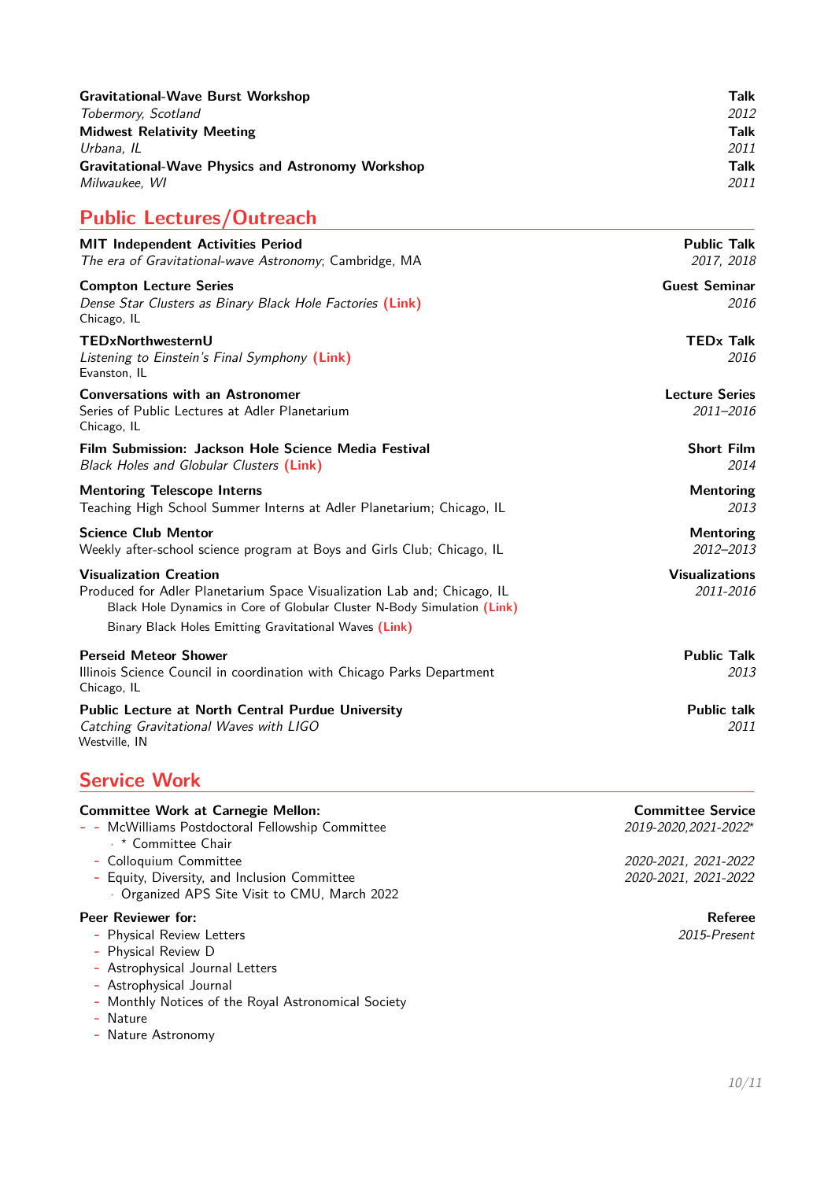**Gravitational-Wave Burst Workshop** — **Talk**
*Tobermory, Scotland* — *2012*

**Midwest Relativity Meeting** — **Talk**
*Urbana, IL* — *2011*

**Gravitational-Wave Physics and Astronomy Workshop** — **Talk**
*Milwaukee, WI* — *2011*

## Public Lectures/Outreach

**MIT Independent Activities Period** — **Public Talk**
*The era of Gravitational-wave Astronomy*; Cambridge, MA — *2017, 2018*

**Compton Lecture Series** — **Guest Seminar**
*Dense Star Clusters as Binary Black Hole Factories* **(Link)** — *2016*
Chicago, IL

**TEDxNorthwesternU** — **TEDx Talk**
*Listening to Einstein's Final Symphony* **(Link)** — *2016*
Evanston, IL

**Conversations with an Astronomer** — **Lecture Series**
Series of Public Lectures at Adler Planetarium — *2011–2016*
Chicago, IL

**Film Submission: Jackson Hole Science Media Festival** — **Short Film**
*Black Holes and Globular Clusters* **(Link)** — *2014*

**Mentoring Telescope Interns** — **Mentoring**
Teaching High School Summer Interns at Adler Planetarium; Chicago, IL — *2013*

**Science Club Mentor** — **Mentoring**
Weekly after-school science program at Boys and Girls Club; Chicago, IL — *2012–2013*

**Visualization Creation** — **Visualizations**
Produced for Adler Planetarium Space Visualization Lab and; Chicago, IL — *2011-2016*
- Black Hole Dynamics in Core of Globular Cluster N-Body Simulation **(Link)**
- Binary Black Holes Emitting Gravitational Waves **(Link)**

**Perseid Meteor Shower** — **Public Talk**
Illinois Science Council in coordination with Chicago Parks Department — *2013*
Chicago, IL

**Public Lecture at North Central Purdue University** — **Public talk**
*Catching Gravitational Waves with LIGO* — *2011*
Westville, IN

## Service Work

**Committee Work at Carnegie Mellon:** — **Committee Service**
- McWilliams Postdoctoral Fellowship Committee — *2019-2020,2021-2022**
  - * Committee Chair
- Colloquium Committee — *2020-2021, 2021-2022*
- Equity, Diversity, and Inclusion Committee — *2020-2021, 2021-2022*
  - Organized APS Site Visit to CMU, March 2022

**Peer Reviewer for:** — **Referee**, *2015-Present*
- Physical Review Letters
- Physical Review D
- Astrophysical Journal Letters
- Astrophysical Journal
- Monthly Notices of the Royal Astronomical Society
- Nature
- Nature Astronomy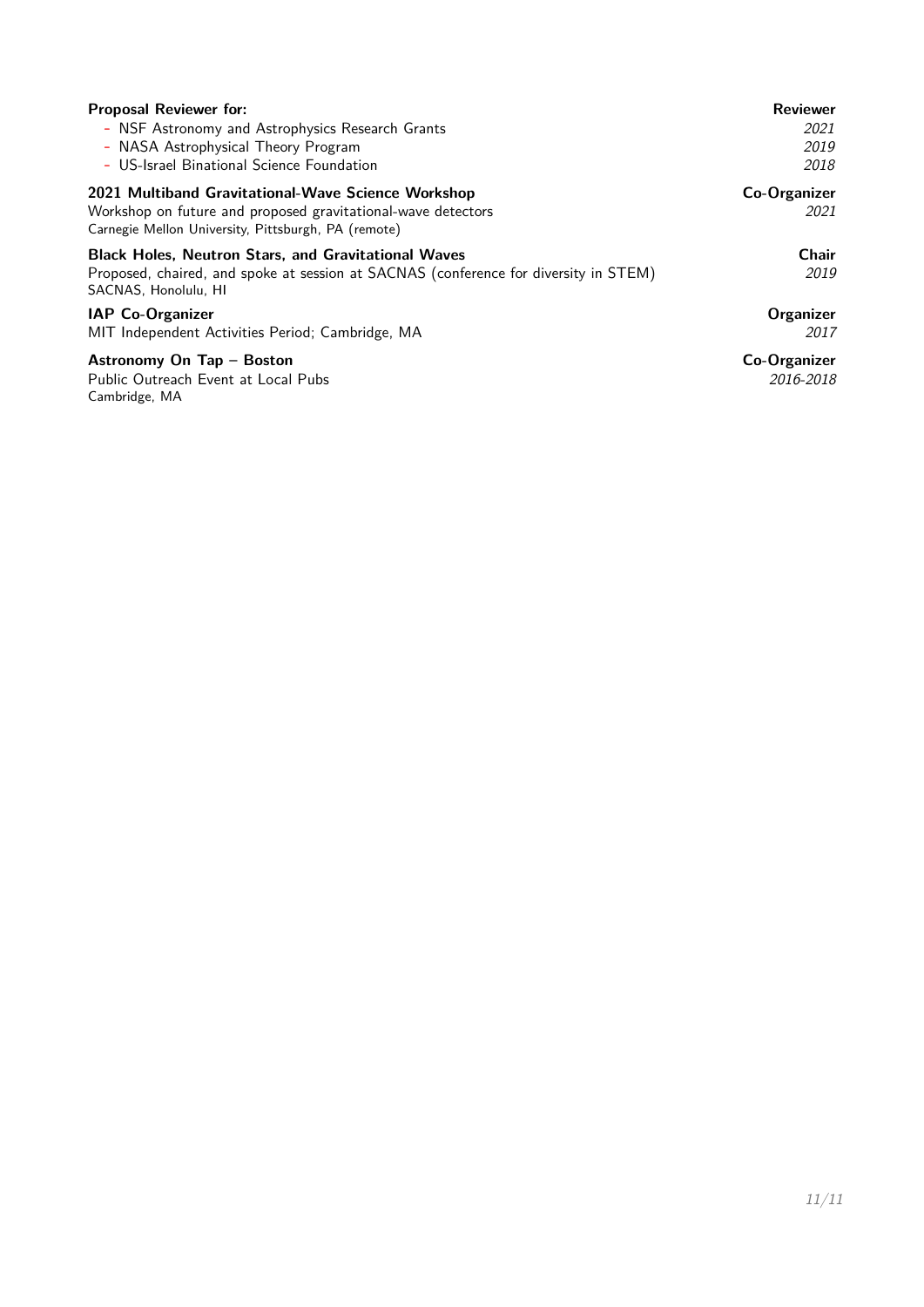**Proposal Reviewer for:** **Reviewer**

- NSF Astronomy and Astrophysics Research Grants *2021*
- NASA Astrophysical Theory Program *2019*
- US-Israel Binational Science Foundation *2018*

**2021 Multiband Gravitational-Wave Science Workshop** **Co-Organizer**
Workshop on future and proposed gravitational-wave detectors *2021*
Carnegie Mellon University, Pittsburgh, PA (remote)

**Black Holes, Neutron Stars, and Gravitational Waves** **Chair**
Proposed, chaired, and spoke at session at SACNAS (conference for diversity in STEM) *2019*
SACNAS, Honolulu, HI

**IAP Co-Organizer** **Organizer**
MIT Independent Activities Period; Cambridge, MA *2017*

**Astronomy On Tap – Boston** **Co-Organizer**
Public Outreach Event at Local Pubs *2016-2018*
Cambridge, MA